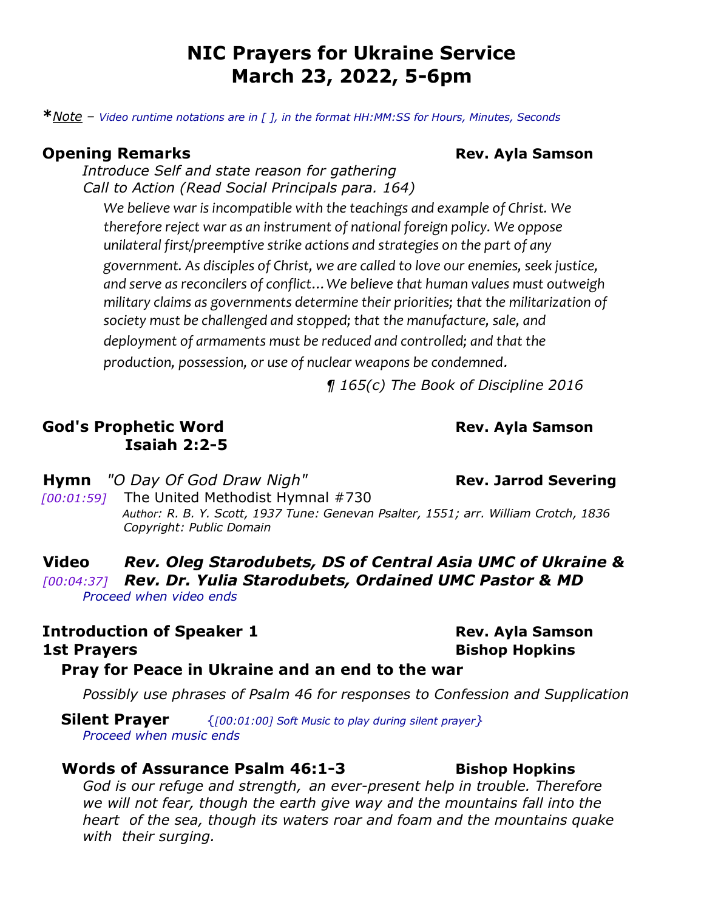# NIC Prayers for Ukraine Service
# March 23, 2022, 5-6pm

***Note** – Video runtime notations are in [ ], in the format HH:MM:SS for Hours, Minutes, Seconds*

### Opening Remarks — Rev. Ayla Samson

*Introduce Self and state reason for gathering*
*Call to Action (Read Social Principals para. 164)*

> *We believe war is incompatible with the teachings and example of Christ. We therefore reject war as an instrument of national foreign policy. We oppose unilateral first/preemptive strike actions and strategies on the part of any government. As disciples of Christ, we are called to love our enemies, seek justice, and serve as reconcilers of conflict…We believe that human values must outweigh military claims as governments determine their priorities; that the militarization of society must be challenged and stopped; that the manufacture, sale, and deployment of armaments must be reduced and controlled; and that the production, possession, or use of nuclear weapons be condemned.*
>
> *¶ 165(c) The Book of Discipline 2016*

### God's Prophetic Word — Rev. Ayla Samson
**Isaiah 2:2-5**

### Hymn *"O Day Of God Draw Nigh"* — Rev. Jarrod Severing

*[00:01:59]* The United Methodist Hymnal #730
*Author: R. B. Y. Scott, 1937 Tune: Genevan Psalter, 1551; arr. William Crotch, 1836*
*Copyright: Public Domain*

### Video *Rev. Oleg Starodubets, DS of Central Asia UMC of Ukraine & Rev. Dr. Yulia Starodubets, Ordained UMC Pastor & MD*

*[00:04:37]*
*Proceed when video ends*

### Introduction of Speaker 1 — Rev. Ayla Samson
### 1st Prayers — Bishop Hopkins

**Pray for Peace in Ukraine and an end to the war**

*Possibly use phrases of Psalm 46 for responses to Confession and Supplication*

**Silent Prayer** {*[00:01:00] Soft Music to play during silent prayer*}
*Proceed when music ends*

**Words of Assurance Psalm 46:1-3** — **Bishop Hopkins**

*God is our refuge and strength, an ever-present help in trouble. Therefore we will not fear, though the earth give way and the mountains fall into the heart of the sea, though its waters roar and foam and the mountains quake with their surging.*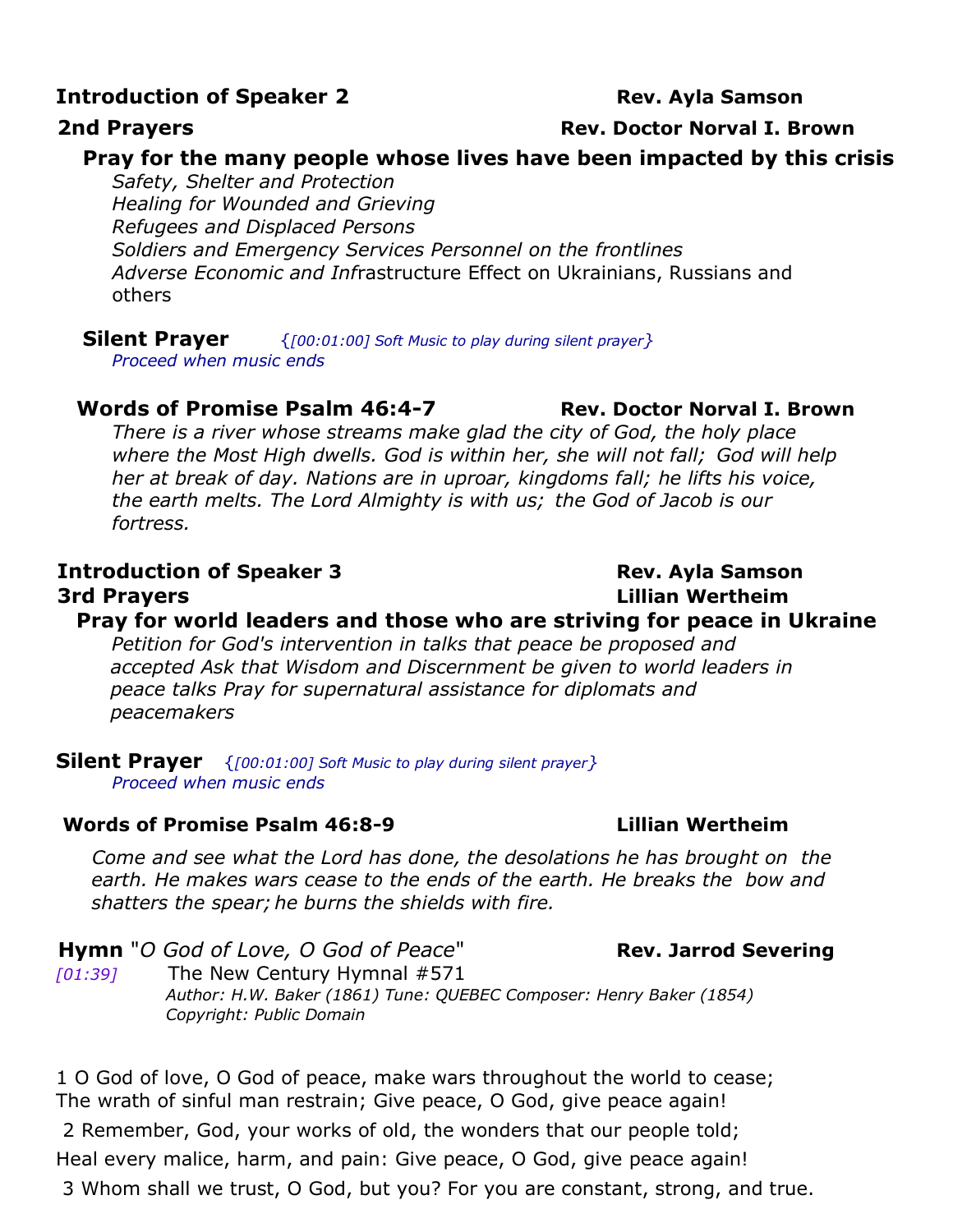**Introduction of Speaker 2** **Rev. Ayla Samson**

**2nd Prayers** **Rev. Doctor Norval I. Brown**

**Pray for the many people whose lives have been impacted by this crisis**

*Safety, Shelter and Protection*
*Healing for Wounded and Grieving*
*Refugees and Displaced Persons*
*Soldiers and Emergency Services Personnel on the frontlines*
*Adverse Economic and Inf*rastructure Effect on Ukrainians, Russians and others

**Silent Prayer** {*[00:01:00] Soft Music to play during silent prayer*}
*Proceed when music ends*

**Words of Promise Psalm 46:4-7** **Rev. Doctor Norval I. Brown**

*There is a river whose streams make glad the city of God, the holy place where the Most High dwells. God is within her, she will not fall; God will help her at break of day. Nations are in uproar, kingdoms fall; he lifts his voice, the earth melts. The Lord Almighty is with us; the God of Jacob is our fortress.*

**Introduction of Speaker 3** **Rev. Ayla Samson**

**3rd Prayers** **Lillian Wertheim**

**Pray for world leaders and those who are striving for peace in Ukraine**

*Petition for God's intervention in talks that peace be proposed and accepted Ask that Wisdom and Discernment be given to world leaders in peace talks Pray for supernatural assistance for diplomats and peacemakers*

**Silent Prayer** {*[00:01:00] Soft Music to play during silent prayer*}
*Proceed when music ends*

**Words of Promise Psalm 46:8-9** **Lillian Wertheim**

*Come and see what the Lord has done, the desolations he has brought on the earth. He makes wars cease to the ends of the earth. He breaks the bow and shatters the spear; he burns the shields with fire.*

**Hymn** "*O God of Love, O God of Peace*" **Rev. Jarrod Severing**

*[01:39]* The New Century Hymnal #571
*Author: H.W. Baker (1861) Tune: QUEBEC Composer: Henry Baker (1854)*
*Copyright: Public Domain*

1 O God of love, O God of peace, make wars throughout the world to cease;
The wrath of sinful man restrain; Give peace, O God, give peace again!

2 Remember, God, your works of old, the wonders that our people told;
Heal every malice, harm, and pain: Give peace, O God, give peace again!

3 Whom shall we trust, O God, but you? For you are constant, strong, and true.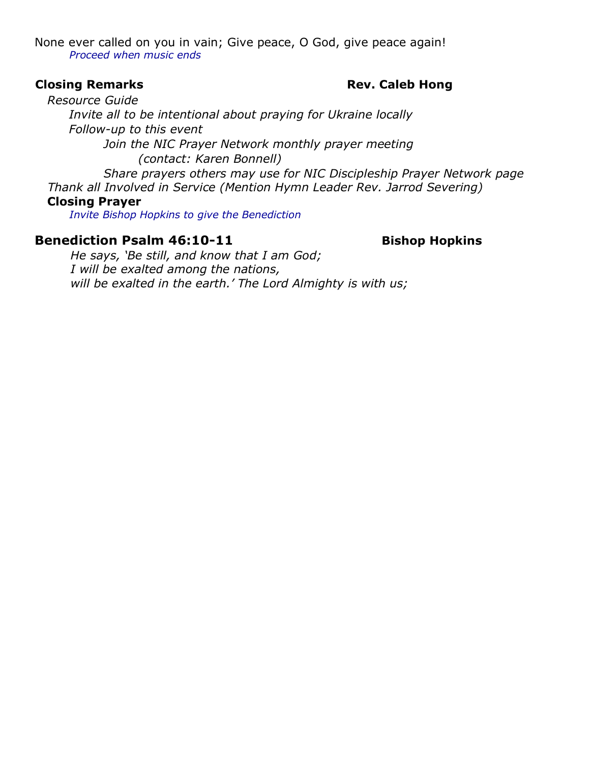None ever called on you in vain; Give peace, O God, give peace again!

*Proceed when music ends*

**Closing Remarks** **Rev. Caleb Hong**

*Resource Guide*

*Invite all to be intentional about praying for Ukraine locally*

*Follow-up to this event*

*Join the NIC Prayer Network monthly prayer meeting (contact: Karen Bonnell)*

*Share prayers others may use for NIC Discipleship Prayer Network page*

*Thank all Involved in Service (Mention Hymn Leader Rev. Jarrod Severing)*

**Closing Prayer**

*Invite Bishop Hopkins to give the Benediction*

**Benediction Psalm 46:10-11** **Bishop Hopkins**

*He says, 'Be still, and know that I am God;*
*I will be exalted among the nations,*
*will be exalted in the earth.' The Lord Almighty is with us;*